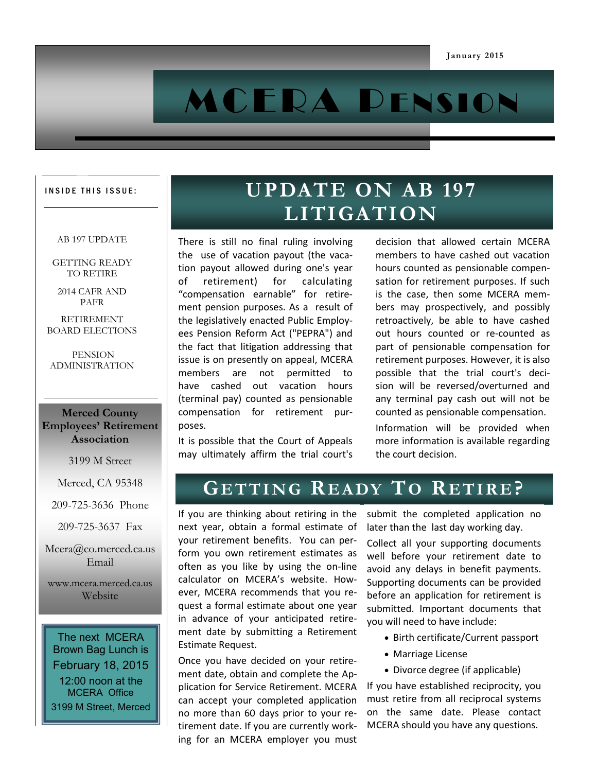January 2015

# MCERA Pension

**INSIDE THIS ISSUE:**

- AB 197 UPDATE
- GETTING READY TO RETIRE
- 2014 CAFR AND PAFR
- RETIREMENT BOARD ELECTIONS
- PENSION ADMINISTRATION

## Update on AB 197 Litigation

There is still no final ruling involving the use of vacation payout (the vacation payout allowed during one's year of retirement) for calculating "compensation earnable" for retirement pension purposes. As a result of the legislatively enacted Public Employees Pension Reform Act ("PEPRA") and the fact that litigation addressing that issue is on presently on appeal, MCERA members are not permitted to have cashed out vacation hours (terminal pay) counted as pensionable compensation for retirement purposes.

It is possible that the Court of Appeals may ultimately affirm the trial court's decision that allowed certain MCERA members to have cashed out vacation hours counted as pensionable compensation for retirement purposes. If such is the case, then some MCERA members may prospectively, and possibly retroactively, be able to have cashed out hours counted or re-counted as part of pensionable compensation for retirement purposes. However, it is also possible that the trial court's decision will be reversed/overturned and any terminal pay cash out will not be counted as pensionable compensation.

Information will be provided when more information is available regarding the court decision.

## Getting Ready To Retire?

If you are thinking about retiring in the next year, obtain a formal estimate of your retirement benefits. You can perform you own retirement estimates as often as you like by using the on-line calculator on MCERA's website. However, MCERA recommends that you request a formal estimate about one year in advance of your anticipated retirement date by submitting a Retirement Estimate Request.

Once you have decided on your retirement date, obtain and complete the Application for Service Retirement. MCERA can accept your completed application no more than 60 days prior to your retirement date. If you are currently working for an MCERA employer you must submit the completed application no later than the last day working day.

Collect all your supporting documents well before your retirement date to avoid any delays in benefit payments. Supporting documents can be provided before an application for retirement is submitted. Important documents that you will need to have include:

- Birth certificate/Current passport
- Marriage License
- Divorce degree (if applicable)

If you have established reciprocity, you must retire from all reciprocal systems on the same date. Please contact MCERA should you have any questions.

**Merced County Employees' Retirement Association**

3199 M Street

Merced, CA 95348

209-725-3636 Phone

209-725-3637 Fax

Mcera@co.merced.ca.us Email

www.mcera.merced.ca.us Website

The next MCERA Brown Bag Lunch is February 18, 2015
12:00 noon at the MCERA Office
3199 M Street, Merced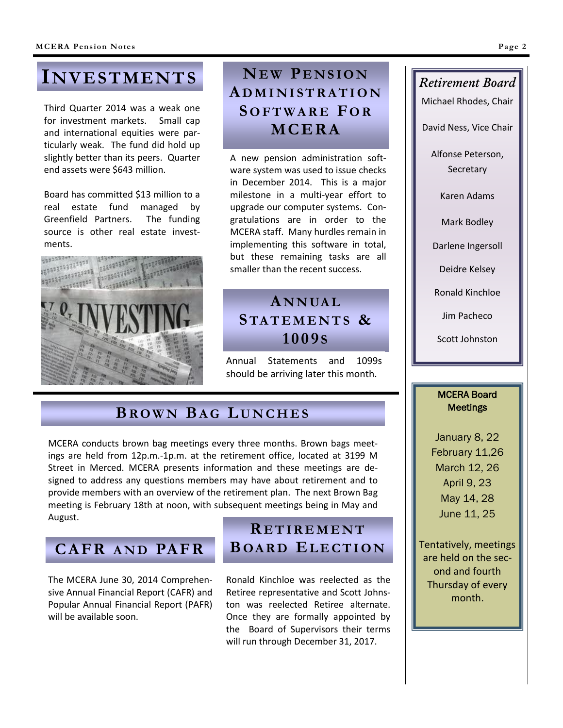## INVESTMENTS

Third Quarter 2014 was a weak one for investment markets. Small cap and international equities were particularly weak. The fund did hold up slightly better than its peers. Quarter end assets were $643 million.

Board has committed $13 million to a real estate fund managed by Greenfield Partners. The funding source is other real estate investments.

## NEW PENSION ADMINISTRATION SOFTWARE FOR MCERA

A new pension administration software system was used to issue checks in December 2014. This is a major milestone in a multi-year effort to upgrade our computer systems. Congratulations are in order to the MCERA staff. Many hurdles remain in implementing this software in total, but these remaining tasks are all smaller than the recent success.

## ANNUAL STATEMENTS & 1009S

Annual Statements and 1099s should be arriving later this month.

## BROWN BAG LUNCHES

MCERA conducts brown bag meetings every three months. Brown bags meetings are held from 12p.m.-1p.m. at the retirement office, located at 3199 M Street in Merced. MCERA presents information and these meetings are designed to address any questions members may have about retirement and to provide members with an overview of the retirement plan. The next Brown Bag meeting is February 18th at noon, with subsequent meetings being in May and August.

## CAFR AND PAFR

The MCERA June 30, 2014 Comprehensive Annual Financial Report (CAFR) and Popular Annual Financial Report (PAFR) will be available soon.

## RETIREMENT BOARD ELECTION

Ronald Kinchloe was reelected as the Retiree representative and Scott Johnston was reelected Retiree alternate. Once they are formally appointed by the Board of Supervisors their terms will run through December 31, 2017.

### *Retirement Board*

Michael Rhodes, Chair

David Ness, Vice Chair

Alfonse Peterson, Secretary

Karen Adams

Mark Bodley

Darlene Ingersoll

Deidre Kelsey

Ronald Kinchloe

Jim Pacheco

Scott Johnston

### MCERA Board Meetings

January 8, 22
February 11,26
March 12, 26
April 9, 23
May 14, 28
June 11, 25

Tentatively, meetings are held on the second and fourth Thursday of every month.